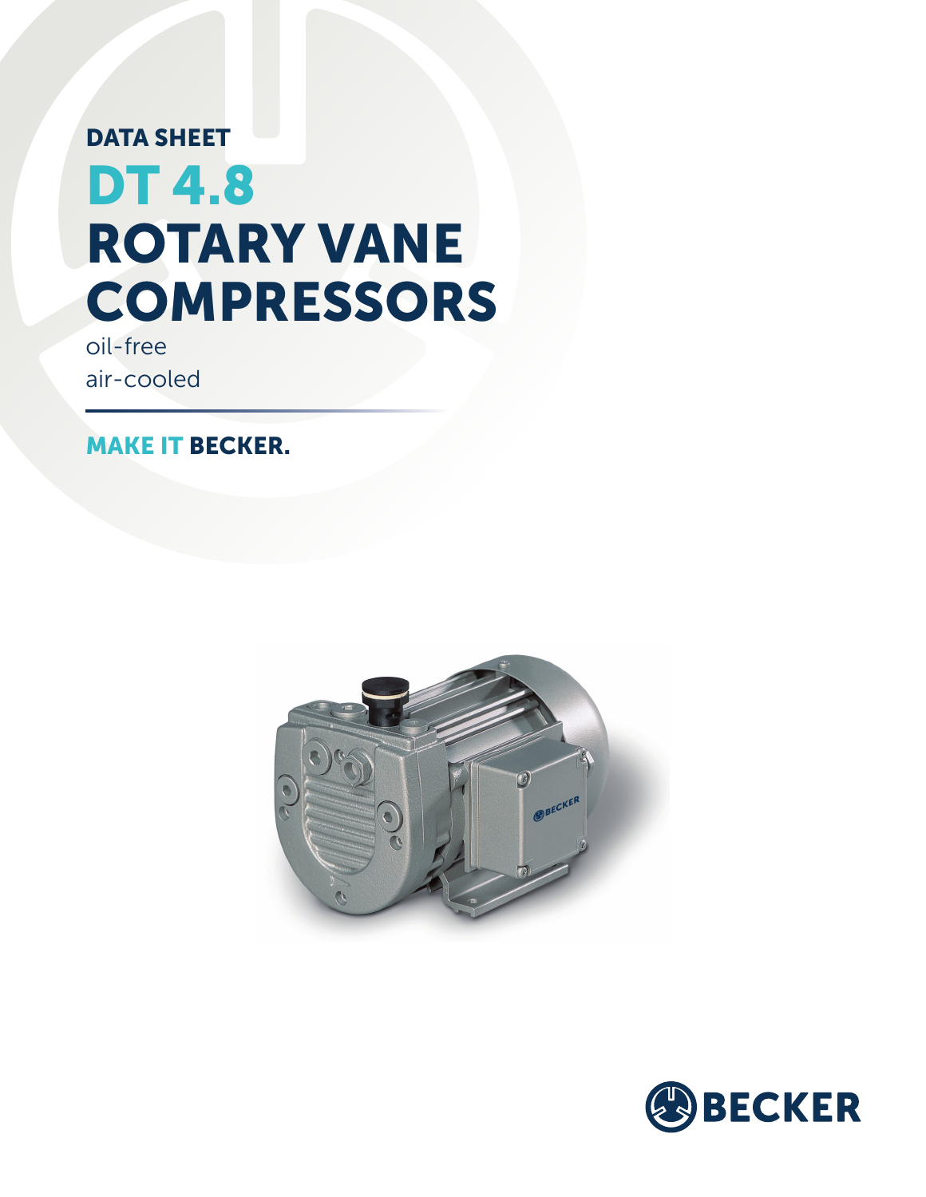DATA SHEET

# DT 4.8
# ROTARY VANE COMPRESSORS

oil-free
air-cooled

**MAKE IT BECKER.**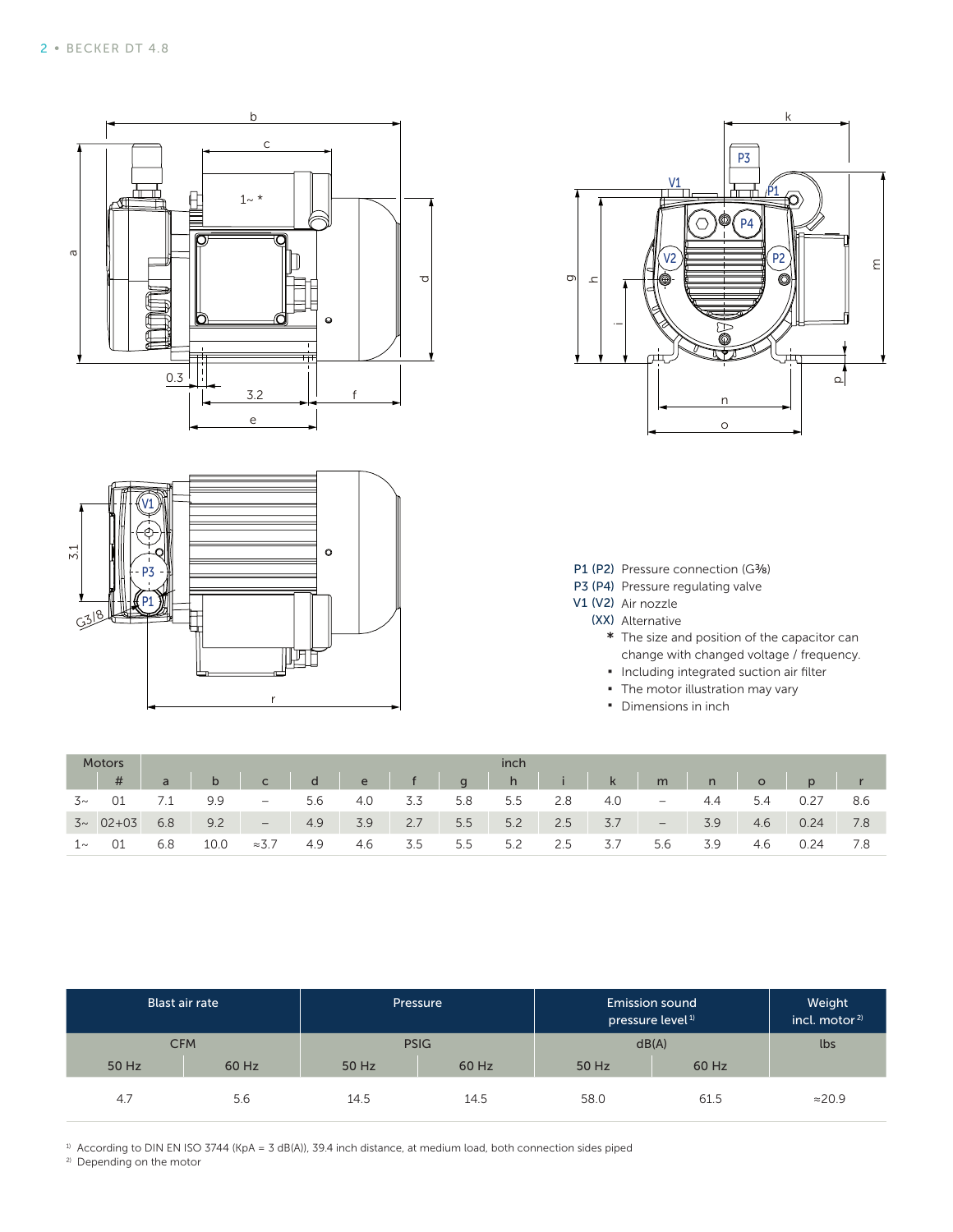P1 (P2) Pressure connection (G⅜)
P3 (P4) Pressure regulating valve
V1 (V2) Air nozzle
(XX) Alternative
\* The size and position of the capacitor can change with changed voltage / frequency.

- Including integrated suction air filter
- The motor illustration may vary
- Dimensions in inch

| Motors | | inch | | | | | | | | | | | | | | |
|---|---|---|---|---|---|---|---|---|---|---|---|---|---|---|---|---|
| | # | a | b | c | d | e | f | g | h | i | k | m | n | o | p | r |
| 3~ | 01 | 7.1 | 9.9 | – | 5.6 | 4.0 | 3.3 | 5.8 | 5.5 | 2.8 | 4.0 | – | 4.4 | 5.4 | 0.27 | 8.6 |
| 3~ | 02+03 | 6.8 | 9.2 | – | 4.9 | 3.9 | 2.7 | 5.5 | 5.2 | 2.5 | 3.7 | – | 3.9 | 4.6 | 0.24 | 7.8 |
| 1~ | 01 | 6.8 | 10.0 | ≈3.7 | 4.9 | 4.6 | 3.5 | 5.5 | 5.2 | 2.5 | 3.7 | 5.6 | 3.9 | 4.6 | 0.24 | 7.8 |

| Blast air rate | | Pressure | | Emission sound pressure level[1] | | Weight incl. motor[2] |
|---|---|---|---|---|---|---|
| CFM | | PSIG | | dB(A) | | lbs |
| 50 Hz | 60 Hz | 50 Hz | 60 Hz | 50 Hz | 60 Hz | |
| 4.7 | 5.6 | 14.5 | 14.5 | 58.0 | 61.5 | ≈20.9 |

[1] According to DIN EN ISO 3744 (KpA = 3 dB(A)), 39.4 inch distance, at medium load, both connection sides piped
[2] Depending on the motor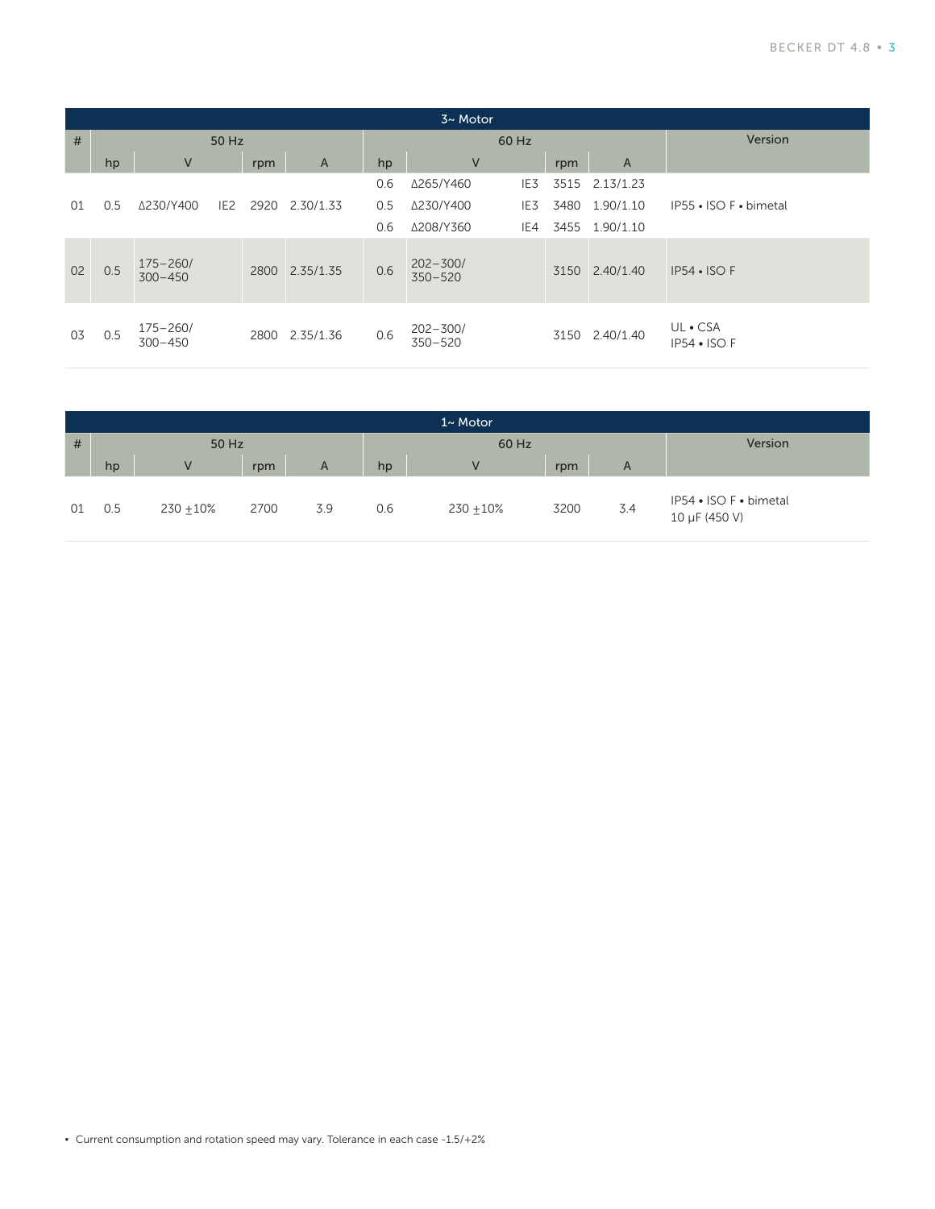| 3~ Motor | | | | | | | | | | | |
|---|---|---|---|---|---|---|---|---|---|---|---|
| # | 50 Hz | | | | | 60 Hz | | | | | Version |
| | hp | V | | rpm | A | hp | V | | rpm | A | |
| 01 | 0.5 | Δ230/Y400 | IE2 | 2920 | 2.30/1.33 | 0.6 | Δ265/Y460 | IE3 | 3515 | 2.13/1.23 | IP55 • ISO F • bimetal |
| | | | | | | 0.5 | Δ230/Y400 | IE3 | 3480 | 1.90/1.10 | |
| | | | | | | 0.6 | Δ208/Y360 | IE4 | 3455 | 1.90/1.10 | |
| 02 | 0.5 | 175–260/ 300–450 | | 2800 | 2.35/1.35 | 0.6 | 202–300/ 350–520 | | 3150 | 2.40/1.40 | IP54 • ISO F |
| 03 | 0.5 | 175–260/ 300–450 | | 2800 | 2.35/1.36 | 0.6 | 202–300/ 350–520 | | 3150 | 2.40/1.40 | UL • CSA IP54 • ISO F |

| 1~ Motor | | | | | | | | | |
|---|---|---|---|---|---|---|---|---|---|
| # | 50 Hz | | | | 60 Hz | | | | Version |
| | hp | V | rpm | A | hp | V | rpm | A | |
| 01 | 0.5 | 230 ±10% | 2700 | 3.9 | 0.6 | 230 ±10% | 3200 | 3.4 | IP54 • ISO F • bimetal 10 µF (450 V) |

- Current consumption and rotation speed may vary. Tolerance in each case -1.5/+2%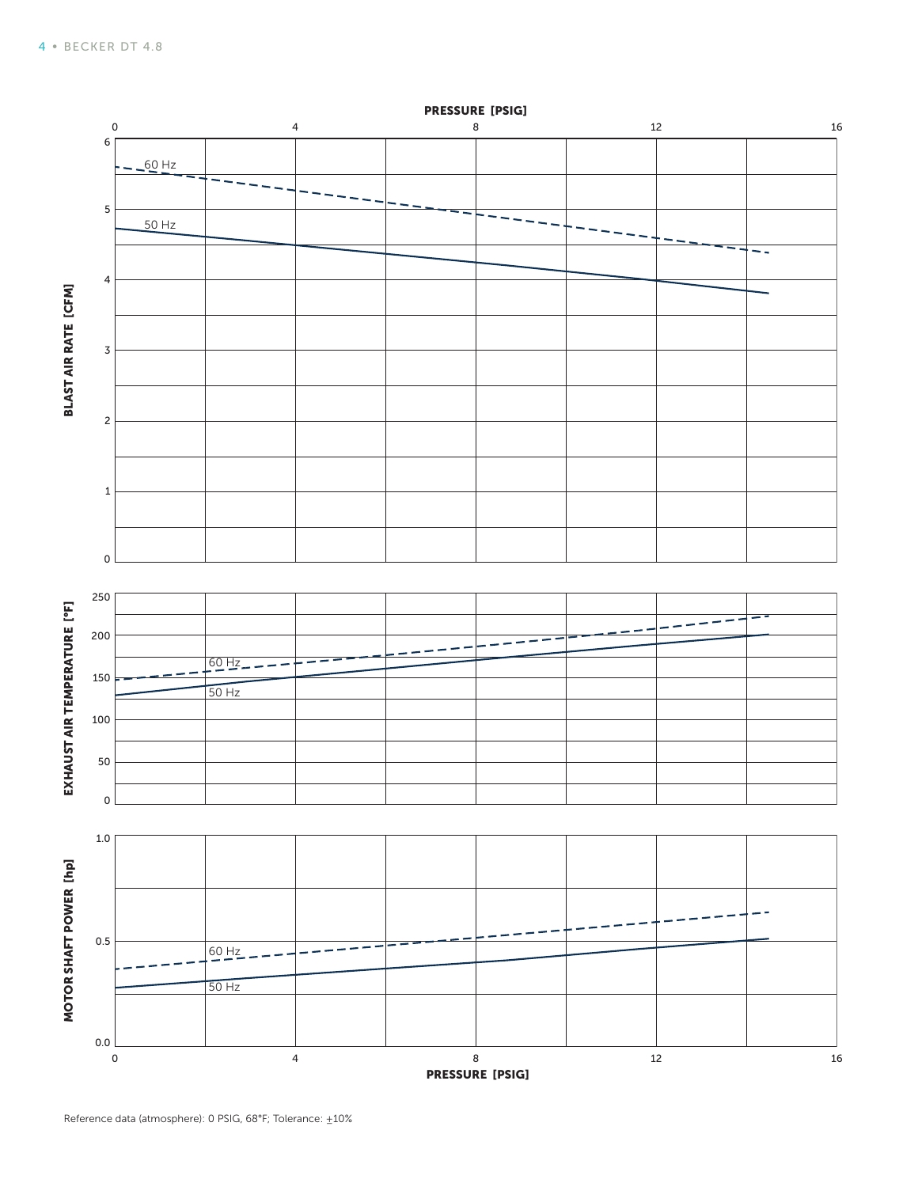PRESSURE [PSIG]

BLAST AIR RATE [CFM]

60 Hz

50 Hz

EXHAUST AIR TEMPERATURE [°F]

60 Hz

50 Hz

MOTOR SHAFT POWER [hp]

60 Hz

50 Hz

PRESSURE [PSIG]

Reference data (atmosphere): 0 PSIG, 68°F; Tolerance: ±10%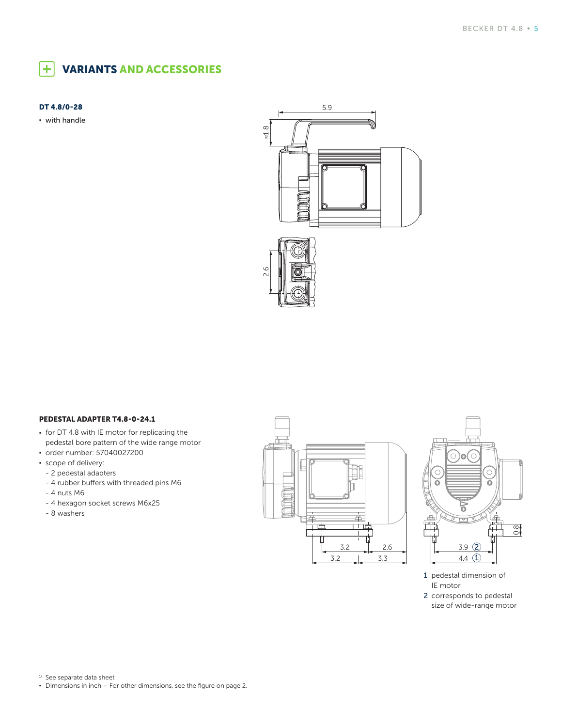# VARIANTS AND ACCESSORIES

### DT 4.8/0-28

- with handle

### PEDESTAL ADAPTER T4.8-0-24.1

- for DT 4.8 with IE motor for replicating the pedestal bore pattern of the wide range motor
- order number: 57040027200
- scope of delivery:
  - 2 pedestal adapters
  - 4 rubber buffers with threaded pins M6
  - 4 nuts M6
  - 4 hexagon socket screws M6x25
  - 8 washers

1 pedestal dimension of IE motor

2 corresponds to pedestal size of wide-range motor

[1] See separate data sheet

- Dimensions in inch – For other dimensions, see the figure on page 2.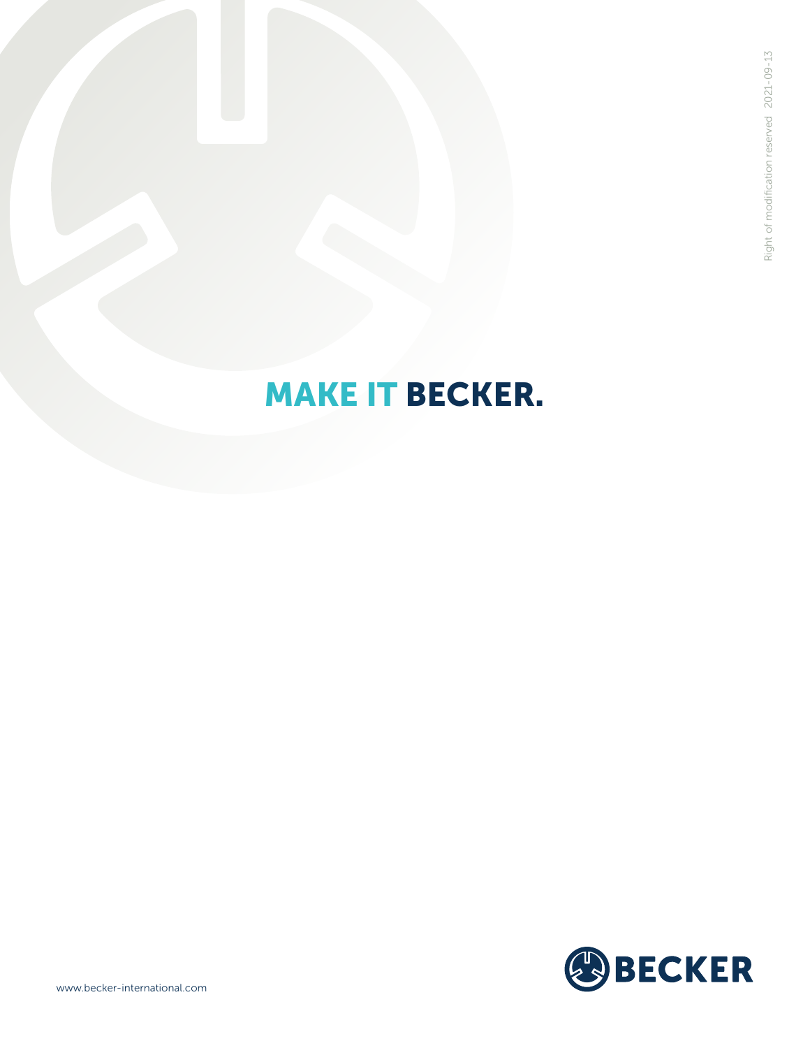# MAKE IT BECKER.

Right of modification reserved 2021-09-13

BECKER

www.becker-international.com